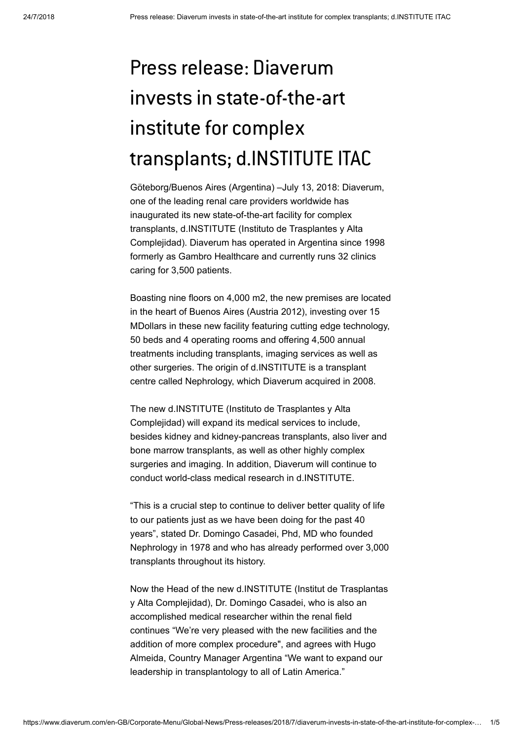# Press release: Diaverum invests in state-of-the-art institute for complex transplants; d.INSTITUTE ITAC

Göteborg/Buenos Aires (Argentina) –July 13, 2018: Diaverum, one of the leading renal care providers worldwide has inaugurated its new state-of-the-art facility for complex transplants, d.INSTITUTE (Instituto de Trasplantes y Alta Complejidad). Diaverum has operated in Argentina since 1998 formerly as Gambro Healthcare and currently runs 32 clinics caring for 3,500 patients.

Boasting nine floors on 4,000 m2, the new premises are located in the heart of Buenos Aires (Austria 2012), investing over 15 MDollars in these new facility featuring cutting edge technology, 50 beds and 4 operating rooms and offering 4,500 annual treatments including transplants, imaging services as well as other surgeries. The origin of d.INSTITUTE is a transplant centre called Nephrology, which Diaverum acquired in 2008.

The new d.INSTITUTE (Instituto de Trasplantes y Alta Complejidad) will expand its medical services to include, besides kidney and kidney-pancreas transplants, also liver and bone marrow transplants, as well as other highly complex surgeries and imaging. In addition, Diaverum will continue to conduct world-class medical research in d.INSTITUTE.

“This is a crucial step to continue to deliver better quality of life to our patients just as we have been doing for the past 40 years”, stated Dr. Domingo Casadei, Phd, MD who founded Nephrology in 1978 and who has already performed over 3,000 transplants throughout its history.

Now the Head of the new d.INSTITUTE (Institut de Trasplantas y Alta Complejidad), Dr. Domingo Casadei, who is also an accomplished medical researcher within the renal field continues “We’re very pleased with the new facilities and the addition of more complex procedure", and agrees with Hugo Almeida, Country Manager Argentina “We want to expand our leadership in transplantology to all of Latin America.”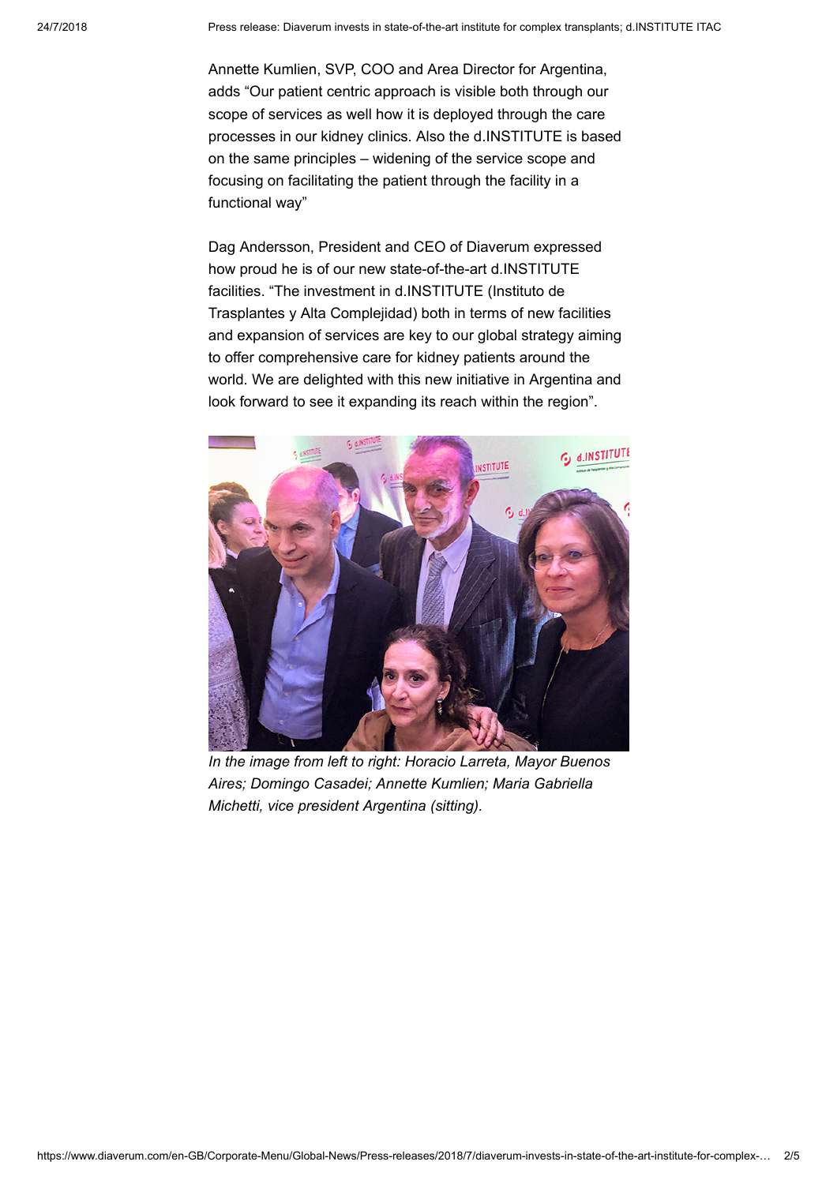Annette Kumlien, SVP, COO and Area Director for Argentina, adds "Our patient centric approach is visible both through our scope of services as well how it is deployed through the care processes in our kidney clinics. Also the d.INSTITUTE is based on the same principles – widening of the service scope and focusing on facilitating the patient through the facility in a functional way"

Dag Andersson, President and CEO of Diaverum expressed how proud he is of our new state-of-the-art d.INSTITUTE facilities. "The investment in d.INSTITUTE (Instituto de Trasplantes y Alta Complejidad) both in terms of new facilities and expansion of services are key to our global strategy aiming to offer comprehensive care for kidney patients around the world. We are delighted with this new initiative in Argentina and look forward to see it expanding its reach within the region".

*In the image from left to right: Horacio Larreta, Mayor Buenos Aires; Domingo Casadei; Annette Kumlien; Maria Gabriella Michetti, vice president Argentina (sitting).*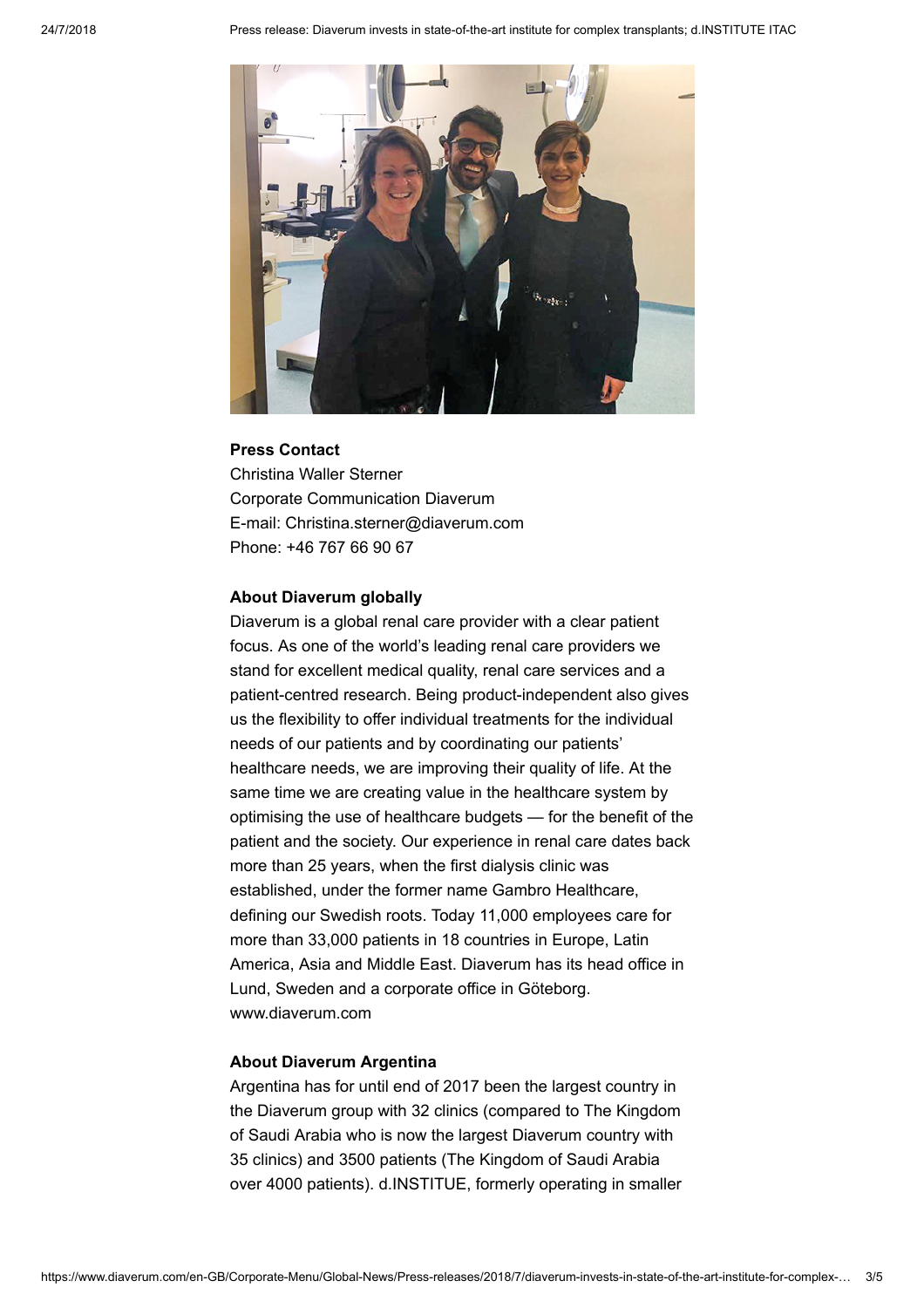**Press Contact**
Christina Waller Sterner
Corporate Communication Diaverum
E-mail: Christina.sterner@diaverum.com
Phone: +46 767 66 90 67

**About Diaverum globally**

Diaverum is a global renal care provider with a clear patient focus. As one of the world's leading renal care providers we stand for excellent medical quality, renal care services and a patient-centred research. Being product-independent also gives us the flexibility to offer individual treatments for the individual needs of our patients and by coordinating our patients' healthcare needs, we are improving their quality of life. At the same time we are creating value in the healthcare system by optimising the use of healthcare budgets — for the benefit of the patient and the society. Our experience in renal care dates back more than 25 years, when the first dialysis clinic was established, under the former name Gambro Healthcare, defining our Swedish roots. Today 11,000 employees care for more than 33,000 patients in 18 countries in Europe, Latin America, Asia and Middle East. Diaverum has its head office in Lund, Sweden and a corporate office in Göteborg.
www.diaverum.com

**About Diaverum Argentina**

Argentina has for until end of 2017 been the largest country in the Diaverum group with 32 clinics (compared to The Kingdom of Saudi Arabia who is now the largest Diaverum country with 35 clinics) and 3500 patients (The Kingdom of Saudi Arabia over 4000 patients). d.INSTITUE, formerly operating in smaller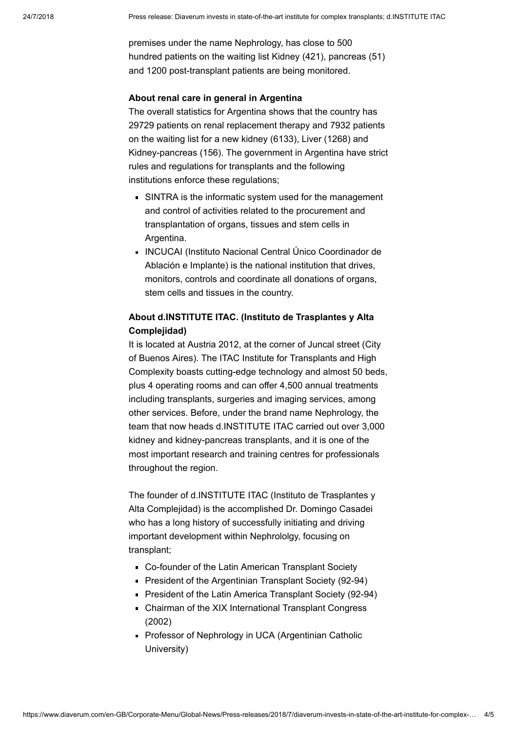premises under the name Nephrology, has close to 500 hundred patients on the waiting list Kidney (421), pancreas (51) and 1200 post-transplant patients are being monitored.

**About renal care in general in Argentina**

The overall statistics for Argentina shows that the country has 29729 patients on renal replacement therapy and 7932 patients on the waiting list for a new kidney (6133), Liver (1268) and Kidney-pancreas (156). The government in Argentina have strict rules and regulations for transplants and the following institutions enforce these regulations;

- SINTRA is the informatic system used for the management and control of activities related to the procurement and transplantation of organs, tissues and stem cells in Argentina.
- INCUCAI (Instituto Nacional Central Único Coordinador de Ablación e Implante) is the national institution that drives, monitors, controls and coordinate all donations of organs, stem cells and tissues in the country.

**About d.INSTITUTE ITAC. (Instituto de Trasplantes y Alta Complejidad)**

It is located at Austria 2012, at the corner of Juncal street (City of Buenos Aires). The ITAC Institute for Transplants and High Complexity boasts cutting-edge technology and almost 50 beds, plus 4 operating rooms and can offer 4,500 annual treatments including transplants, surgeries and imaging services, among other services. Before, under the brand name Nephrology, the team that now heads d.INSTITUTE ITAC carried out over 3,000 kidney and kidney-pancreas transplants, and it is one of the most important research and training centres for professionals throughout the region.

The founder of d.INSTITUTE ITAC (Instituto de Trasplantes y Alta Complejidad) is the accomplished Dr. Domingo Casadei who has a long history of successfully initiating and driving important development within Nephrololgy, focusing on transplant;

- Co-founder of the Latin American Transplant Society
- President of the Argentinian Transplant Society (92-94)
- President of the Latin America Transplant Society (92-94)
- Chairman of the XIX International Transplant Congress (2002)
- Professor of Nephrology in UCA (Argentinian Catholic University)